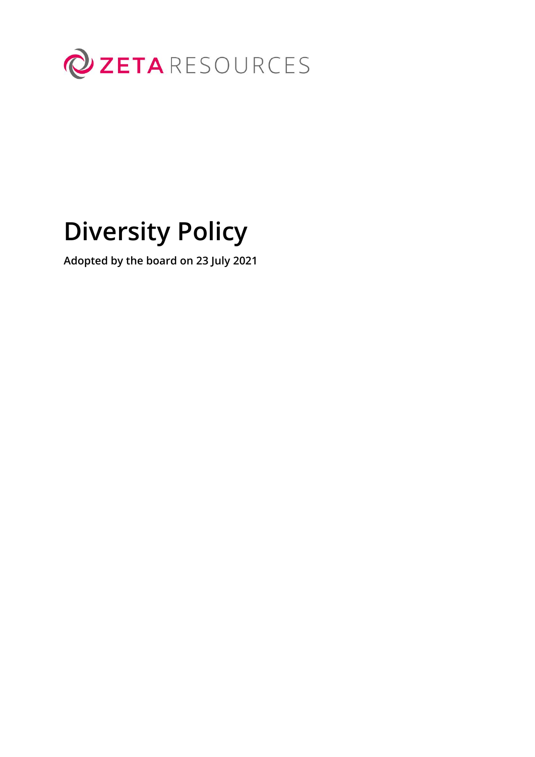ZETA RESOURCES

# Diversity Policy

**Adopted by the board on 23 July 2021**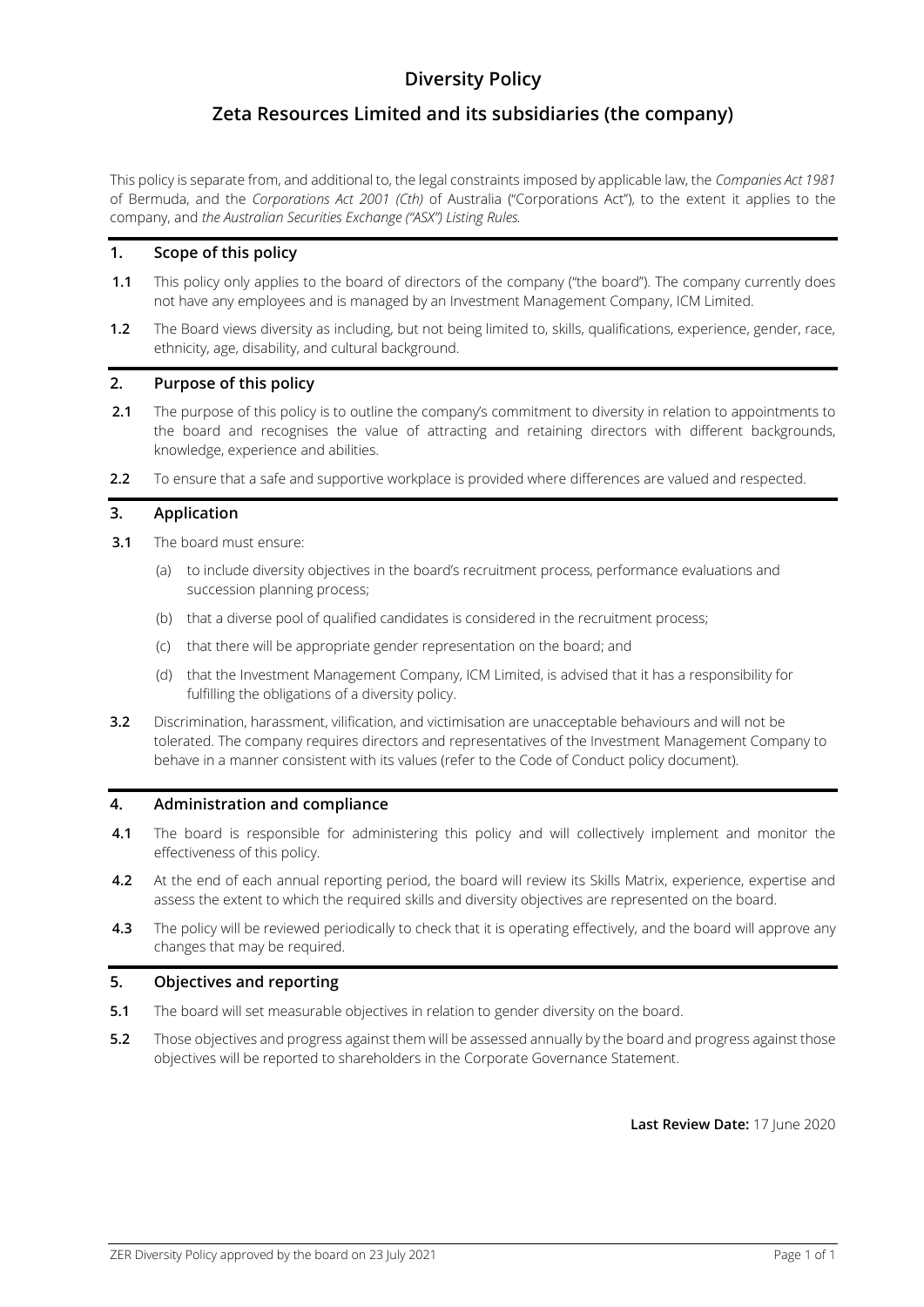# Diversity Policy

## Zeta Resources Limited and its subsidiaries (the company)

This policy is separate from, and additional to, the legal constraints imposed by applicable law, the *Companies Act 1981* of Bermuda, and the *Corporations Act 2001 (Cth)* of Australia ("Corporations Act"), to the extent it applies to the company, and *the Australian Securities Exchange ("ASX") Listing Rules.*

### 1. Scope of this policy

**1.1** This policy only applies to the board of directors of the company ("the board"). The company currently does not have any employees and is managed by an Investment Management Company, ICM Limited.

**1.2** The Board views diversity as including, but not being limited to, skills, qualifications, experience, gender, race, ethnicity, age, disability, and cultural background.

### 2. Purpose of this policy

**2.1** The purpose of this policy is to outline the company's commitment to diversity in relation to appointments to the board and recognises the value of attracting and retaining directors with different backgrounds, knowledge, experience and abilities.

**2.2** To ensure that a safe and supportive workplace is provided where differences are valued and respected.

### 3. Application

**3.1** The board must ensure:

(a) to include diversity objectives in the board's recruitment process, performance evaluations and succession planning process;

(b) that a diverse pool of qualified candidates is considered in the recruitment process;

(c) that there will be appropriate gender representation on the board; and

(d) that the Investment Management Company, ICM Limited, is advised that it has a responsibility for fulfilling the obligations of a diversity policy.

**3.2** Discrimination, harassment, vilification, and victimisation are unacceptable behaviours and will not be tolerated. The company requires directors and representatives of the Investment Management Company to behave in a manner consistent with its values (refer to the Code of Conduct policy document).

### 4. Administration and compliance

**4.1** The board is responsible for administering this policy and will collectively implement and monitor the effectiveness of this policy.

**4.2** At the end of each annual reporting period, the board will review its Skills Matrix, experience, expertise and assess the extent to which the required skills and diversity objectives are represented on the board.

**4.3** The policy will be reviewed periodically to check that it is operating effectively, and the board will approve any changes that may be required.

### 5. Objectives and reporting

**5.1** The board will set measurable objectives in relation to gender diversity on the board.

**5.2** Those objectives and progress against them will be assessed annually by the board and progress against those objectives will be reported to shareholders in the Corporate Governance Statement.

**Last Review Date:** 17 June 2020

ZER Diversity Policy approved by the board on 23 July 2021